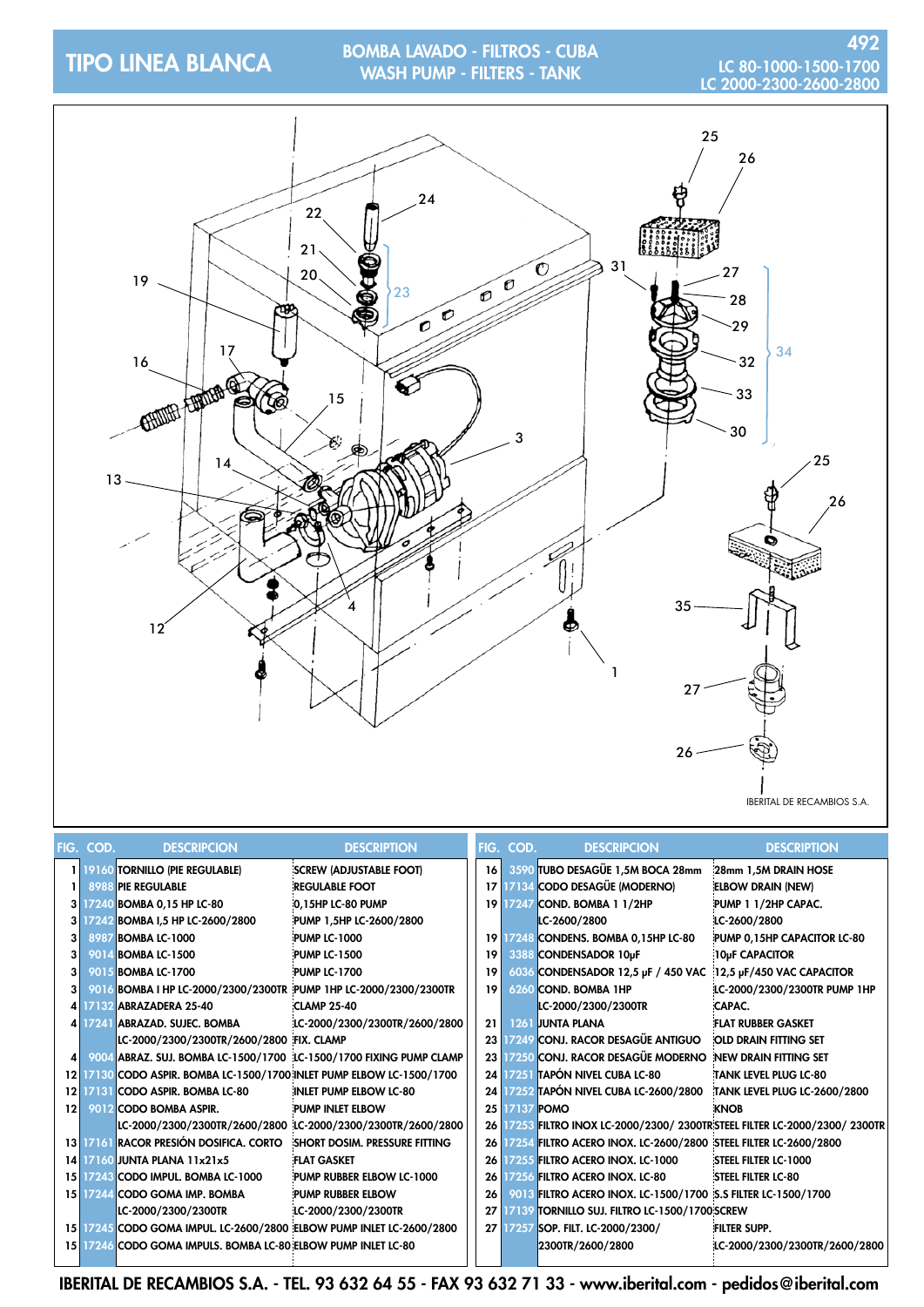# TIPO LINEA BLANCA

## BOMBA LAVADO - FILTROS - CUBA
## WASH PUMP - FILTERS - TANK

LC 80-1000-1500-1700
LC 2000-2300-2600-2800

| FIG. | COD. | DESCRIPCION | DESCRIPTION |
|---|---|---|---|
| 1 | 19160 | TORNILLO (PIE REGULABLE) | SCREW (ADJUSTABLE FOOT) |
| 1 | 8988 | PIE REGULABLE | REGULABLE FOOT |
| 3 | 17240 | BOMBA 0,15 HP LC-80 | 0,15HP LC-80 PUMP |
| 3 | 17242 | BOMBA I,5 HP LC-2600/2800 | PUMP 1,5HP LC-2600/2800 |
| 3 | 8987 | BOMBA LC-1000 | PUMP LC-1000 |
| 3 | 9014 | BOMBA LC-1500 | PUMP LC-1500 |
| 3 | 9015 | BOMBA LC-1700 | PUMP LC-1700 |
| 3 | 9016 | BOMBA I HP LC-2000/2300/2300TR | PUMP 1HP LC-2000/2300/2300TR |
| 4 | 17132 | ABRAZADERA 25-40 | CLAMP 25-40 |
| 4 | 17241 | ABRAZAD. SUJEC. BOMBA LC-2000/2300/2300TR/2600/2800 | LC-2000/2300/2300TR/2600/2800 FIX. CLAMP |
| 4 | 9004 | ABRAZ. SUJ. BOMBA LC-1500/1700 | LC-1500/1700 FIXING PUMP CLAMP |
| 12 | 17130 | CODO ASPIR. BOMBA LC-1500/1700 | INLET PUMP ELBOW LC-1500/1700 |
| 12 | 17131 | CODO ASPIR. BOMBA LC-80 | INLET PUMP ELBOW LC-80 |
| 12 | 9012 | CODO BOMBA ASPIR. LC-2000/2300/2300TR/2600/2800 | PUMP INLET ELBOW LC-2000/2300/2300TR/2600/2800 |
| 13 | 17161 | RACOR PRESIÓN DOSIFICA. CORTO | SHORT DOSIM. PRESSURE FITTING |
| 14 | 17160 | JUNTA PLANA 11x21x5 | FLAT GASKET |
| 15 | 17243 | CODO IMPUL. BOMBA LC-1000 | PUMP RUBBER ELBOW LC-1000 |
| 15 | 17244 | CODO GOMA IMP. BOMBA LC-2000/2300/2300TR | PUMP RUBBER ELBOW LC-2000/2300/2300TR |
| 15 | 17245 | CODO GOMA IMPUL. LC-2600/2800 | ELBOW PUMP INLET LC-2600/2800 |
| 15 | 17246 | CODO GOMA IMPULS. BOMBA LC-80 | ELBOW PUMP INLET LC-80 |
| 16 | 3590 | TUBO DESAGÜE 1,5M BOCA 28mm | 28mm 1,5M DRAIN HOSE |
| 17 | 17134 | CODO DESAGÜE (MODERNO) | ELBOW DRAIN (NEW) |
| 19 | 17247 | COND. BOMBA 1 1/2HP LC-2600/2800 | PUMP 1 1/2HP CAPAC. LC-2600/2800 |
| 19 | 17248 | CONDENS. BOMBA 0,15HP LC-80 | PUMP 0,15HP CAPACITOR LC-80 |
| 19 | 3388 | CONDENSADOR 10µF | 10µF CAPACITOR |
| 19 | 6036 | CONDENSADOR 12,5 µF / 450 VAC | 12,5 µF/450 VAC CAPACITOR |
| 19 | 6260 | COND. BOMBA 1HP LC-2000/2300/2300TR | LC-2000/2300/2300TR PUMP 1HP CAPAC. |
| 21 | 1261 | JUNTA PLANA | FLAT RUBBER GASKET |
| 23 | 17249 | CONJ. RACOR DESAGÜE ANTIGUO | OLD DRAIN FITTING SET |
| 23 | 17250 | CONJ. RACOR DESAGÜE MODERNO | NEW DRAIN FITTING SET |
| 24 | 17251 | TAPÓN NIVEL CUBA LC-80 | TANK LEVEL PLUG LC-80 |
| 24 | 17252 | TAPÓN NIVEL CUBA LC-2600/2800 | TANK LEVEL PLUG LC-2600/2800 |
| 25 | 17137 | POMO | KNOB |
| 26 | 17253 | FILTRO INOX LC-2000/2300/ 2300TR | STEEL FILTER LC-2000/2300/ 2300TR |
| 26 | 17254 | FILTRO ACERO INOX. LC-2600/2800 | STEEL FILTER LC-2600/2800 |
| 26 | 17255 | FILTRO ACERO INOX. LC-1000 | STEEL FILTER LC-1000 |
| 26 | 17256 | FILTRO ACERO INOX. LC-80 | STEEL FILTER LC-80 |
| 26 | 9013 | FILTRO ACERO INOX. LC-1500/1700 | S.S FILTER LC-1500/1700 |
| 27 | 17139 | TORNILLO SUJ. FILTRO LC-1500/1700 | SCREW |
| 27 | 17257 | SOP. FILT. LC-2000/2300/ 2300TR/2600/2800 | FILTER SUPP. LC-2000/2300/2300TR/2600/2800 |

IBERITAL DE RECAMBIOS S.A. - TEL. 93 632 64 55 - FAX 93 632 71 33 - www.iberital.com - pedidos@iberital.com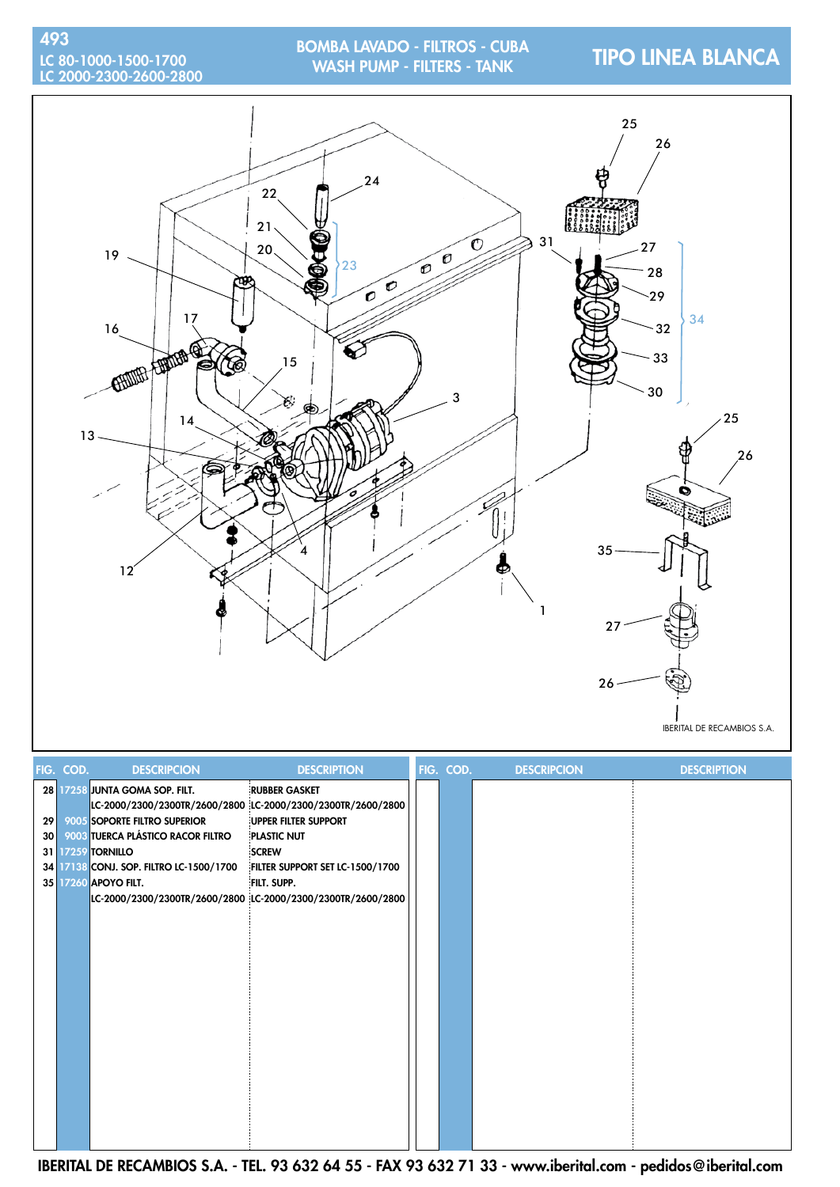# 493

LC 80-1000-1500-1700
LC 2000-2300-2600-2800

## BOMBA LAVADO - FILTROS - CUBA
## WASH PUMP - FILTERS - TANK

## TIPO LINEA BLANCA

1
3
4
12
13
14
15
16
17
19
20
21
22
23
24
25
26
27
28
29
30
31
32
33
34
35

IBERITAL DE RECAMBIOS S.A.

| FIG. | COD. | DESCRIPCION | DESCRIPTION |
|---|---|---|---|
| 28 | 17258 | JUNTA GOMA SOP. FILT. LC-2000/2300/2300TR/2600/2800 | RUBBER GASKET LC-2000/2300/2300TR/2600/2800 |
| 29 | 9005 | SOPORTE FILTRO SUPERIOR | UPPER FILTER SUPPORT |
| 30 | 9003 | TUERCA PLÁSTICO RACOR FILTRO | PLASTIC NUT |
| 31 | 17259 | TORNILLO | SCREW |
| 34 | 17138 | CONJ. SOP. FILTRO LC-1500/1700 | FILTER SUPPORT SET LC-1500/1700 |
| 35 | 17260 | APOYO FILT. LC-2000/2300/2300TR/2600/2800 | FILT. SUPP. LC-2000/2300/2300TR/2600/2800 |

| FIG. | COD. | DESCRIPCION | DESCRIPTION |
|---|---|---|---|

IBERITAL DE RECAMBIOS S.A. - TEL. 93 632 64 55 - FAX 93 632 71 33 - www.iberital.com - pedidos@iberital.com